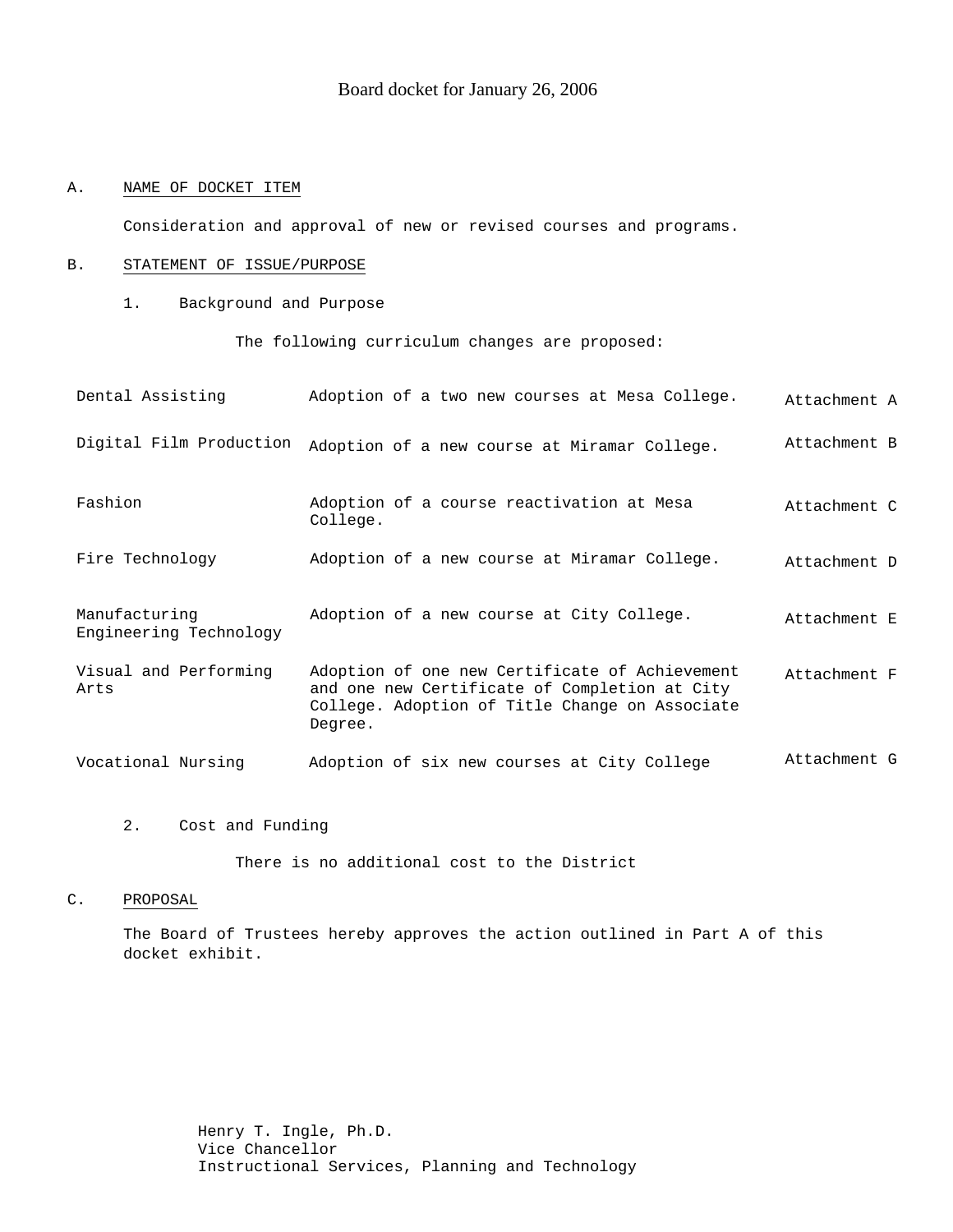Board docket for January 26, 2006

A. NAME OF DOCKET ITEM

Consideration and approval of new or revised courses and programs.

B. STATEMENT OF ISSUE/PURPOSE

1. Background and Purpose

The following curriculum changes are proposed:

| | | |
|---|---|---|
| Dental Assisting | Adoption of a two new courses at Mesa College. | Attachment A |
| Digital Film Production | Adoption of a new course at Miramar College. | Attachment B |
| Fashion | Adoption of a course reactivation at Mesa College. | Attachment C |
| Fire Technology | Adoption of a new course at Miramar College. | Attachment D |
| Manufacturing Engineering Technology | Adoption of a new course at City College. | Attachment E |
| Visual and Performing Arts | Adoption of one new Certificate of Achievement and one new Certificate of Completion at City College. Adoption of Title Change on Associate Degree. | Attachment F |
| Vocational Nursing | Adoption of six new courses at City College | Attachment G |

2. Cost and Funding

There is no additional cost to the District

C. PROPOSAL

The Board of Trustees hereby approves the action outlined in Part A of this docket exhibit.

Henry T. Ingle, Ph.D.
Vice Chancellor
Instructional Services, Planning and Technology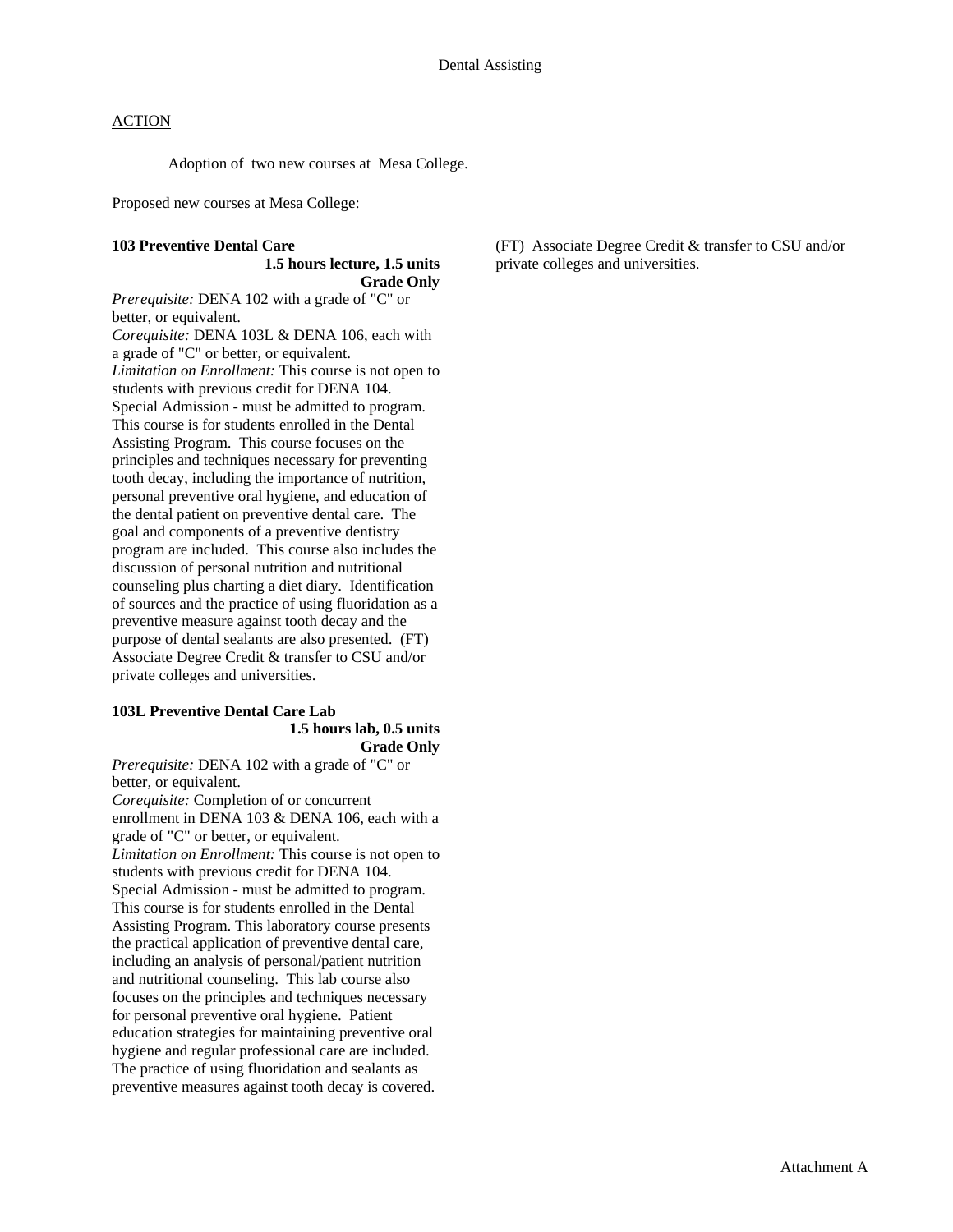ACTION

Adoption of two new courses at Mesa College.

Proposed new courses at Mesa College:

**103 Preventive Dental Care**
**1.5 hours lecture, 1.5 units**
**Grade Only**

*Prerequisite:* DENA 102 with a grade of "C" or better, or equivalent.
*Corequisite:* DENA 103L & DENA 106, each with a grade of "C" or better, or equivalent.
*Limitation on Enrollment:* This course is not open to students with previous credit for DENA 104. Special Admission - must be admitted to program. This course is for students enrolled in the Dental Assisting Program. This course focuses on the principles and techniques necessary for preventing tooth decay, including the importance of nutrition, personal preventive oral hygiene, and education of the dental patient on preventive dental care. The goal and components of a preventive dentistry program are included. This course also includes the discussion of personal nutrition and nutritional counseling plus charting a diet diary. Identification of sources and the practice of using fluoridation as a preventive measure against tooth decay and the purpose of dental sealants are also presented. (FT) Associate Degree Credit & transfer to CSU and/or private colleges and universities.

**103L Preventive Dental Care Lab**
**1.5 hours lab, 0.5 units**
**Grade Only**

*Prerequisite:* DENA 102 with a grade of "C" or better, or equivalent.
*Corequisite:* Completion of or concurrent enrollment in DENA 103 & DENA 106, each with a grade of "C" or better, or equivalent.
*Limitation on Enrollment:* This course is not open to students with previous credit for DENA 104. Special Admission - must be admitted to program. This course is for students enrolled in the Dental Assisting Program. This laboratory course presents the practical application of preventive dental care, including an analysis of personal/patient nutrition and nutritional counseling. This lab course also focuses on the principles and techniques necessary for personal preventive oral hygiene. Patient education strategies for maintaining preventive oral hygiene and regular professional care are included. The practice of using fluoridation and sealants as preventive measures against tooth decay is covered. (FT) Associate Degree Credit & transfer to CSU and/or private colleges and universities.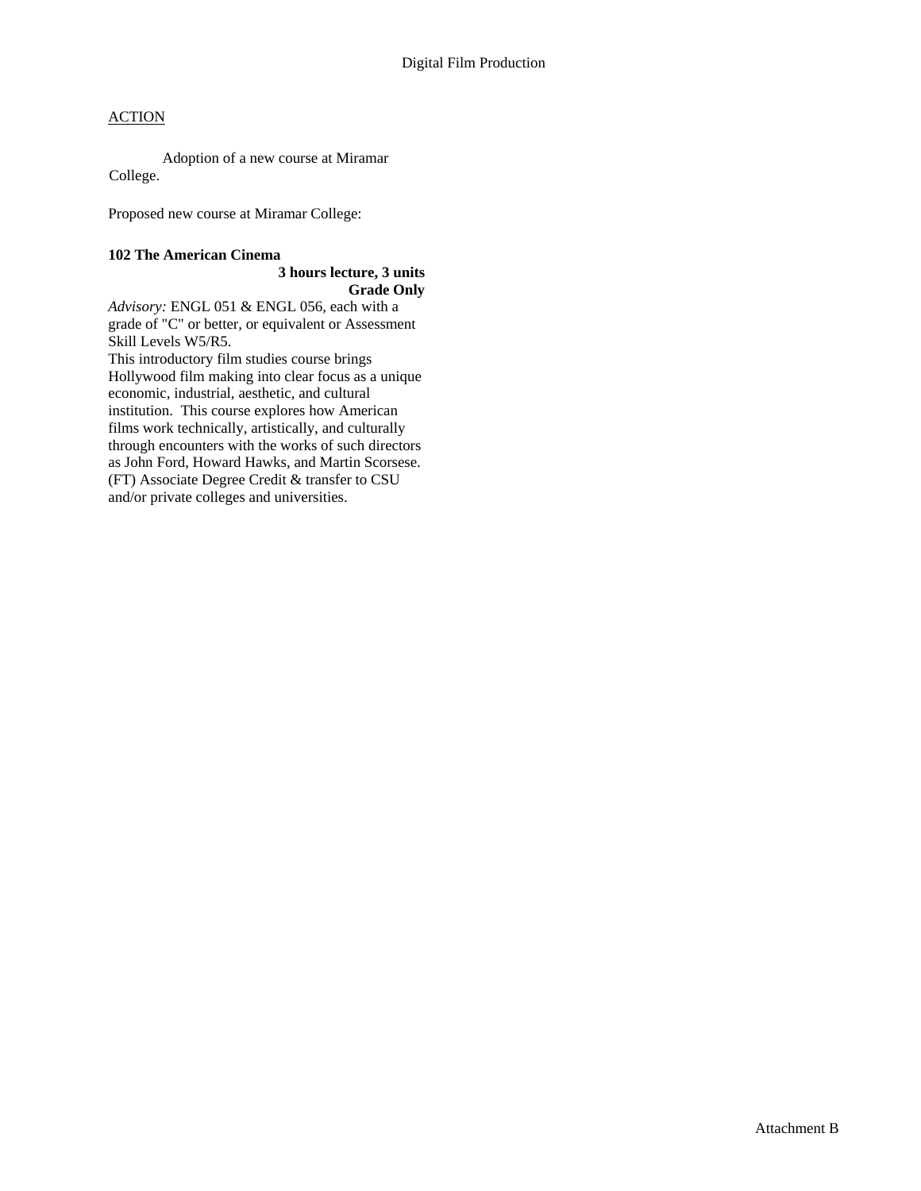Digital Film Production

ACTION

Adoption of a new course at Miramar College.

Proposed new course at Miramar College:

**102 The American Cinema**

**3 hours lecture, 3 units**
**Grade Only**

*Advisory:* ENGL 051 & ENGL 056, each with a grade of "C" or better, or equivalent or Assessment Skill Levels W5/R5.
This introductory film studies course brings Hollywood film making into clear focus as a unique economic, industrial, aesthetic, and cultural institution. This course explores how American films work technically, artistically, and culturally through encounters with the works of such directors as John Ford, Howard Hawks, and Martin Scorsese. (FT) Associate Degree Credit & transfer to CSU and/or private colleges and universities.

Attachment B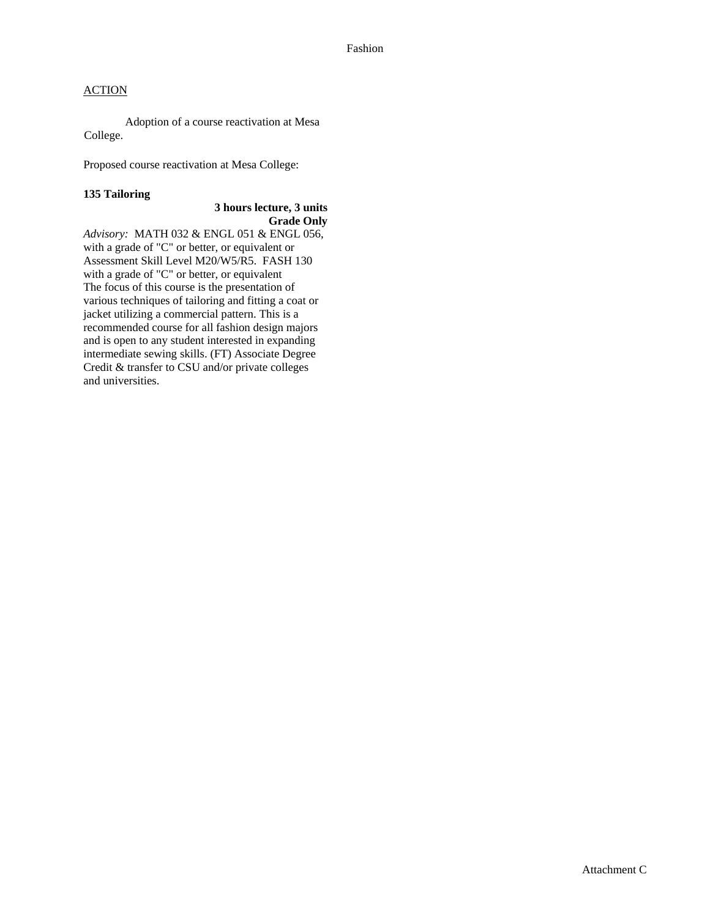Fashion

ACTION

Adoption of a course reactivation at Mesa College.

Proposed course reactivation at Mesa College:

**135 Tailoring**

**3 hours lecture, 3 units**
**Grade Only**

*Advisory:* MATH 032 & ENGL 051 & ENGL 056, with a grade of "C" or better, or equivalent or Assessment Skill Level M20/W5/R5. FASH 130 with a grade of "C" or better, or equivalent
The focus of this course is the presentation of various techniques of tailoring and fitting a coat or jacket utilizing a commercial pattern. This is a recommended course for all fashion design majors and is open to any student interested in expanding intermediate sewing skills. (FT) Associate Degree Credit & transfer to CSU and/or private colleges and universities.

Attachment C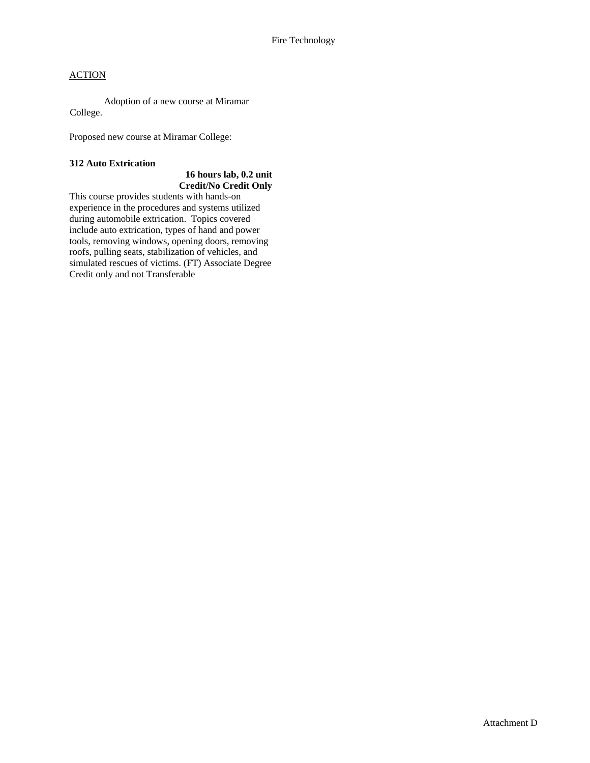Fire Technology

ACTION

Adoption of a new course at Miramar College.

Proposed new course at Miramar College:

**312 Auto Extrication**

**16 hours lab, 0.2 unit**
**Credit/No Credit Only**

This course provides students with hands-on experience in the procedures and systems utilized during automobile extrication. Topics covered include auto extrication, types of hand and power tools, removing windows, opening doors, removing roofs, pulling seats, stabilization of vehicles, and simulated rescues of victims. (FT) Associate Degree Credit only and not Transferable

Attachment D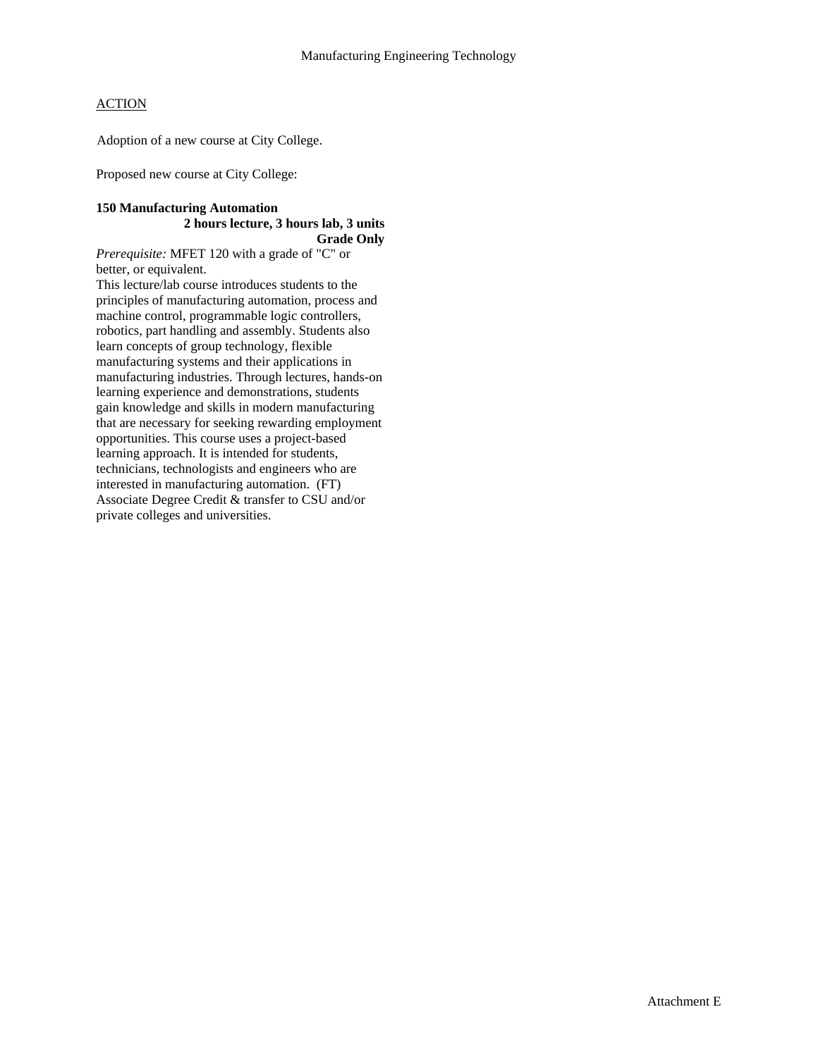Manufacturing Engineering Technology

ACTION

Adoption of a new course at City College.

Proposed new course at City College:

**150 Manufacturing Automation**
**2 hours lecture, 3 hours lab, 3 units**
**Grade Only**

*Prerequisite:* MFET 120 with a grade of "C" or better, or equivalent.

This lecture/lab course introduces students to the principles of manufacturing automation, process and machine control, programmable logic controllers, robotics, part handling and assembly. Students also learn concepts of group technology, flexible manufacturing systems and their applications in manufacturing industries. Through lectures, hands-on learning experience and demonstrations, students gain knowledge and skills in modern manufacturing that are necessary for seeking rewarding employment opportunities. This course uses a project-based learning approach. It is intended for students, technicians, technologists and engineers who are interested in manufacturing automation. (FT)
Associate Degree Credit & transfer to CSU and/or private colleges and universities.

Attachment E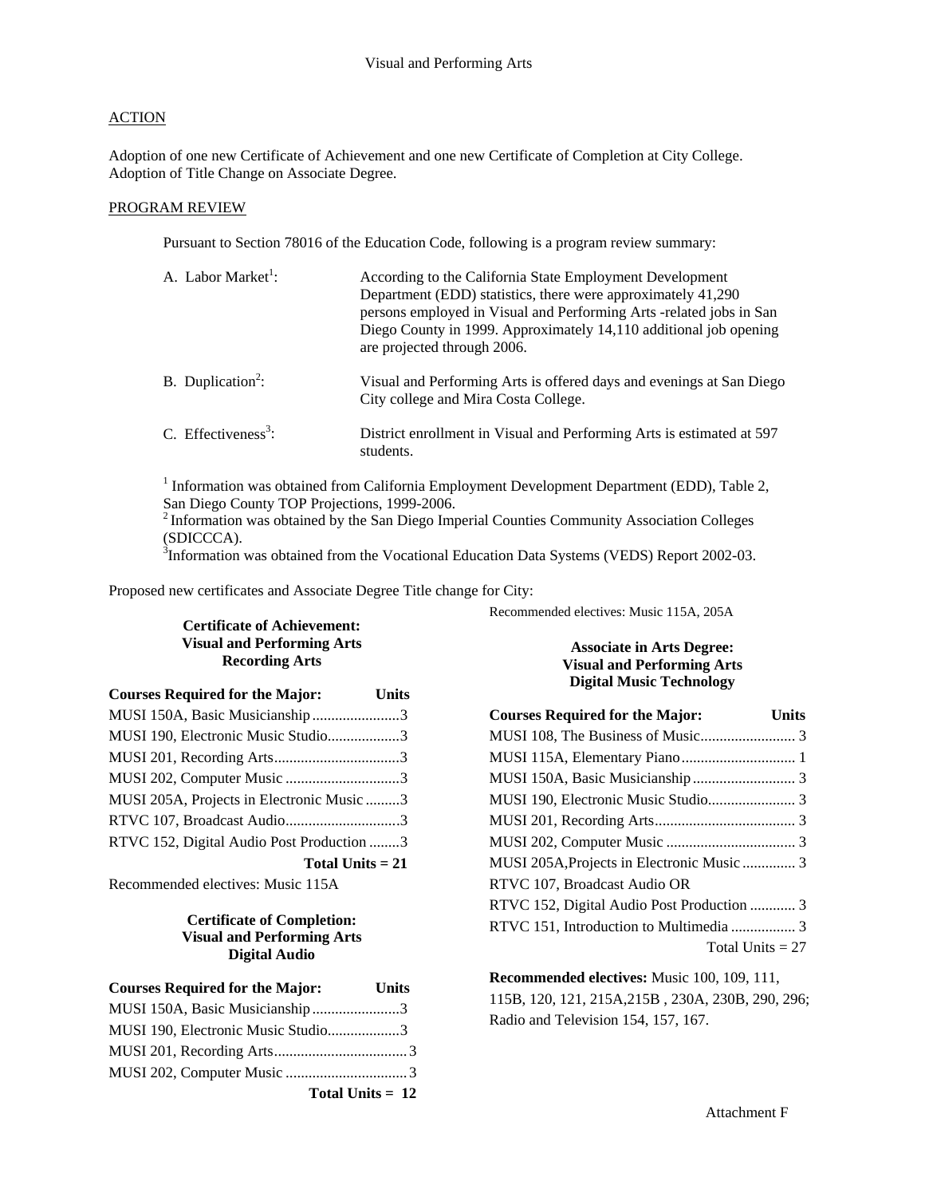## ACTION

Adoption of one new Certificate of Achievement and one new Certificate of Completion at City College. Adoption of Title Change on Associate Degree.

## PROGRAM REVIEW

Pursuant to Section 78016 of the Education Code, following is a program review summary:

A. Labor Market[1]: According to the California State Employment Development Department (EDD) statistics, there were approximately 41,290 persons employed in Visual and Performing Arts -related jobs in San Diego County in 1999. Approximately 14,110 additional job opening are projected through 2006.

B. Duplication[2]: Visual and Performing Arts is offered days and evenings at San Diego City college and Mira Costa College.

C. Effectiveness[3]: District enrollment in Visual and Performing Arts is estimated at 597 students.

[1] Information was obtained from California Employment Development Department (EDD), Table 2, San Diego County TOP Projections, 1999-2006.
[2] Information was obtained by the San Diego Imperial Counties Community Association Colleges (SDICCCA).
[3] Information was obtained from the Vocational Education Data Systems (VEDS) Report 2002-03.

Proposed new certificates and Associate Degree Title change for City:

**Certificate of Achievement:**
**Visual and Performing Arts**
**Recording Arts**

| Courses Required for the Major: | Units |
|---|---|
| MUSI 150A, Basic Musicianship | 3 |
| MUSI 190, Electronic Music Studio | 3 |
| MUSI 201, Recording Arts | 3 |
| MUSI 202, Computer Music | 3 |
| MUSI 205A, Projects in Electronic Music | 3 |
| RTVC 107, Broadcast Audio | 3 |
| RTVC 152, Digital Audio Post Production | 3 |
| **Total Units = 21** | |

Recommended electives: Music 115A

**Certificate of Completion:**
**Visual and Performing Arts**
**Digital Audio**

| Courses Required for the Major: | Units |
|---|---|
| MUSI 150A, Basic Musicianship | 3 |
| MUSI 190, Electronic Music Studio | 3 |
| MUSI 201, Recording Arts | 3 |
| MUSI 202, Computer Music | 3 |
| **Total Units = 12** | |

Recommended electives: Music 115A, 205A

**Associate in Arts Degree:**
**Visual and Performing Arts**
**Digital Music Technology**

| Courses Required for the Major: | Units |
|---|---|
| MUSI 108, The Business of Music | 3 |
| MUSI 115A, Elementary Piano | 1 |
| MUSI 150A, Basic Musicianship | 3 |
| MUSI 190, Electronic Music Studio | 3 |
| MUSI 201, Recording Arts | 3 |
| MUSI 202, Computer Music | 3 |
| MUSI 205A, Projects in Electronic Music | 3 |
| RTVC 107, Broadcast Audio OR RTVC 152, Digital Audio Post Production | 3 |
| RTVC 151, Introduction to Multimedia | 3 |
| Total Units = 27 | |

**Recommended electives:** Music 100, 109, 111, 115B, 120, 121, 215A,215B , 230A, 230B, 290, 296; Radio and Television 154, 157, 167.

Attachment F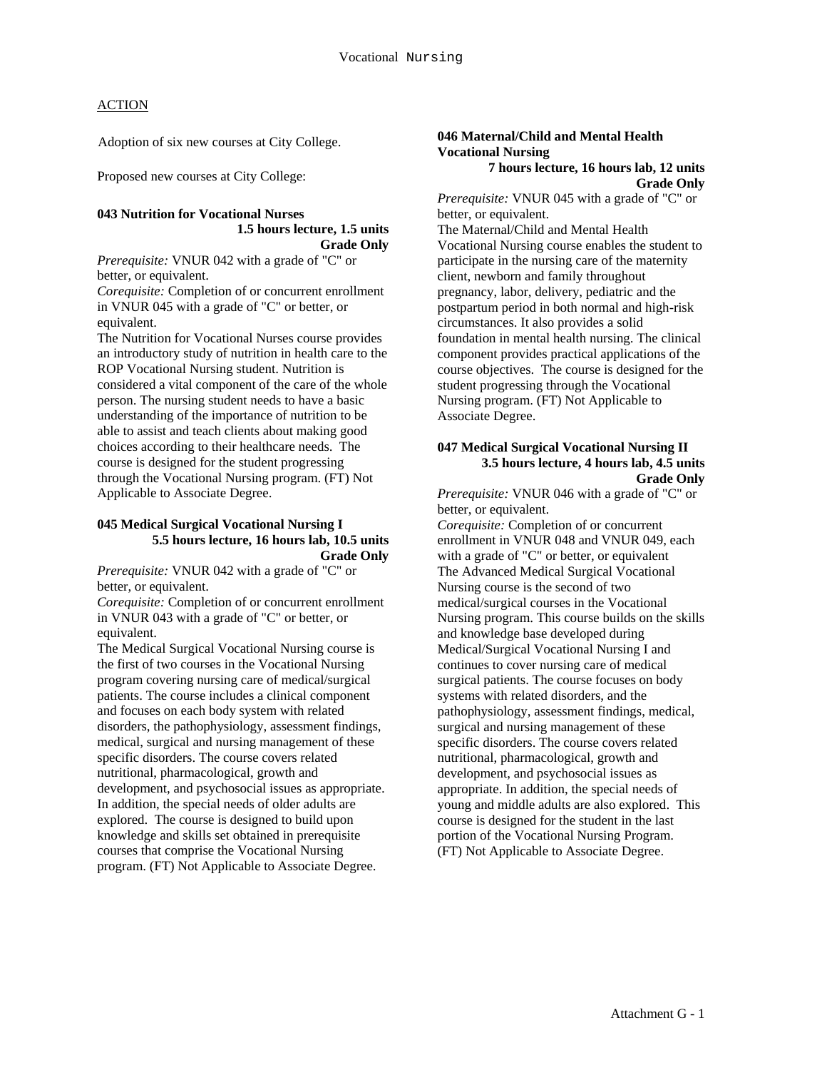# Vocational Nursing

ACTION

Adoption of six new courses at City College.

Proposed new courses at City College:

**043 Nutrition for Vocational Nurses**
**1.5 hours lecture, 1.5 units**
**Grade Only**

*Prerequisite:* VNUR 042 with a grade of "C" or better, or equivalent.
*Corequisite:* Completion of or concurrent enrollment in VNUR 045 with a grade of "C" or better, or equivalent.
The Nutrition for Vocational Nurses course provides an introductory study of nutrition in health care to the ROP Vocational Nursing student. Nutrition is considered a vital component of the care of the whole person. The nursing student needs to have a basic understanding of the importance of nutrition to be able to assist and teach clients about making good choices according to their healthcare needs. The course is designed for the student progressing through the Vocational Nursing program. (FT) Not Applicable to Associate Degree.

**045 Medical Surgical Vocational Nursing I**
**5.5 hours lecture, 16 hours lab, 10.5 units**
**Grade Only**

*Prerequisite:* VNUR 042 with a grade of "C" or better, or equivalent.
*Corequisite:* Completion of or concurrent enrollment in VNUR 043 with a grade of "C" or better, or equivalent.
The Medical Surgical Vocational Nursing course is the first of two courses in the Vocational Nursing program covering nursing care of medical/surgical patients. The course includes a clinical component and focuses on each body system with related disorders, the pathophysiology, assessment findings, medical, surgical and nursing management of these specific disorders. The course covers related nutritional, pharmacological, growth and development, and psychosocial issues as appropriate. In addition, the special needs of older adults are explored. The course is designed to build upon knowledge and skills set obtained in prerequisite courses that comprise the Vocational Nursing program. (FT) Not Applicable to Associate Degree.

**046 Maternal/Child and Mental Health Vocational Nursing**
**7 hours lecture, 16 hours lab, 12 units**
**Grade Only**

*Prerequisite:* VNUR 045 with a grade of "C" or better, or equivalent.
The Maternal/Child and Mental Health Vocational Nursing course enables the student to participate in the nursing care of the maternity client, newborn and family throughout pregnancy, labor, delivery, pediatric and the postpartum period in both normal and high-risk circumstances. It also provides a solid foundation in mental health nursing. The clinical component provides practical applications of the course objectives. The course is designed for the student progressing through the Vocational Nursing program. (FT) Not Applicable to Associate Degree.

**047 Medical Surgical Vocational Nursing II**
**3.5 hours lecture, 4 hours lab, 4.5 units**
**Grade Only**

*Prerequisite:* VNUR 046 with a grade of "C" or better, or equivalent.
*Corequisite:* Completion of or concurrent enrollment in VNUR 048 and VNUR 049, each with a grade of "C" or better, or equivalent
The Advanced Medical Surgical Vocational Nursing course is the second of two medical/surgical courses in the Vocational Nursing program. This course builds on the skills and knowledge base developed during Medical/Surgical Vocational Nursing I and continues to cover nursing care of medical surgical patients. The course focuses on body systems with related disorders, and the pathophysiology, assessment findings, medical, surgical and nursing management of these specific disorders. The course covers related nutritional, pharmacological, growth and development, and psychosocial issues as appropriate. In addition, the special needs of young and middle adults are also explored. This course is designed for the student in the last portion of the Vocational Nursing Program. (FT) Not Applicable to Associate Degree.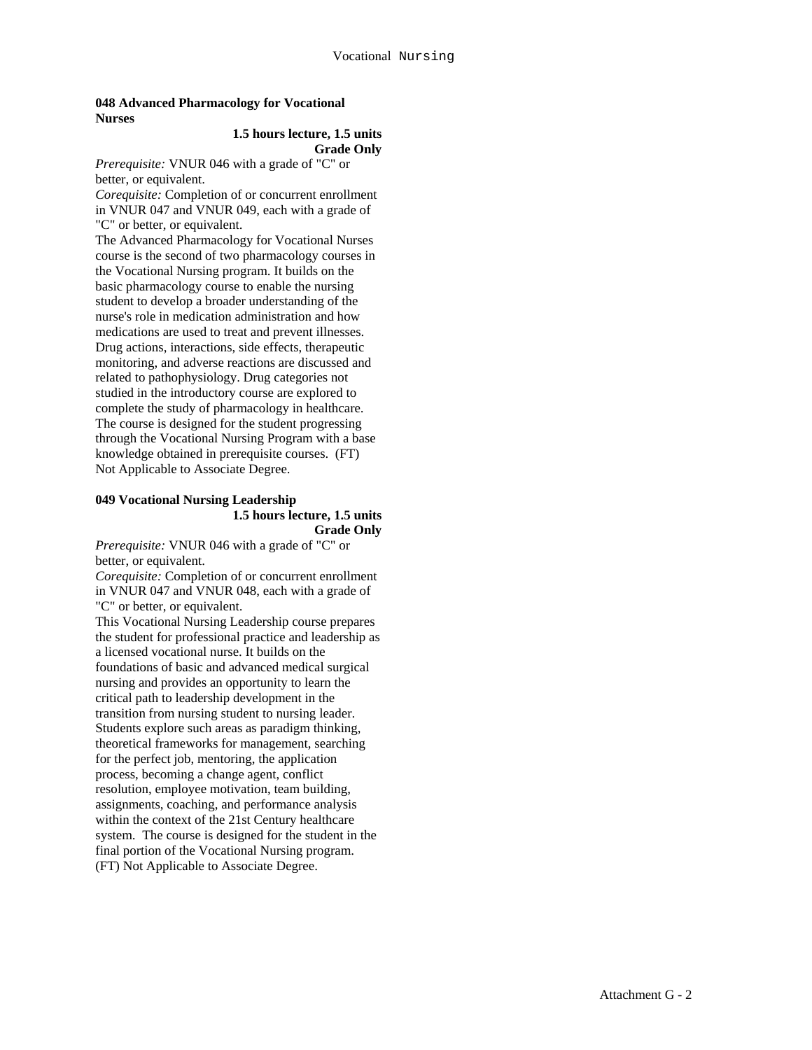**048 Advanced Pharmacology for Vocational Nurses**

**1.5 hours lecture, 1.5 units**
**Grade Only**

*Prerequisite:* VNUR 046 with a grade of "C" or better, or equivalent.
*Corequisite:* Completion of or concurrent enrollment in VNUR 047 and VNUR 049, each with a grade of "C" or better, or equivalent.
The Advanced Pharmacology for Vocational Nurses course is the second of two pharmacology courses in the Vocational Nursing program. It builds on the basic pharmacology course to enable the nursing student to develop a broader understanding of the nurse's role in medication administration and how medications are used to treat and prevent illnesses. Drug actions, interactions, side effects, therapeutic monitoring, and adverse reactions are discussed and related to pathophysiology. Drug categories not studied in the introductory course are explored to complete the study of pharmacology in healthcare. The course is designed for the student progressing through the Vocational Nursing Program with a base knowledge obtained in prerequisite courses. (FT) Not Applicable to Associate Degree.

**049 Vocational Nursing Leadership**

**1.5 hours lecture, 1.5 units**
**Grade Only**

*Prerequisite:* VNUR 046 with a grade of "C" or better, or equivalent.
*Corequisite:* Completion of or concurrent enrollment in VNUR 047 and VNUR 048, each with a grade of "C" or better, or equivalent.
This Vocational Nursing Leadership course prepares the student for professional practice and leadership as a licensed vocational nurse. It builds on the foundations of basic and advanced medical surgical nursing and provides an opportunity to learn the critical path to leadership development in the transition from nursing student to nursing leader. Students explore such areas as paradigm thinking, theoretical frameworks for management, searching for the perfect job, mentoring, the application process, becoming a change agent, conflict resolution, employee motivation, team building, assignments, coaching, and performance analysis within the context of the 21st Century healthcare system. The course is designed for the student in the final portion of the Vocational Nursing program. (FT) Not Applicable to Associate Degree.